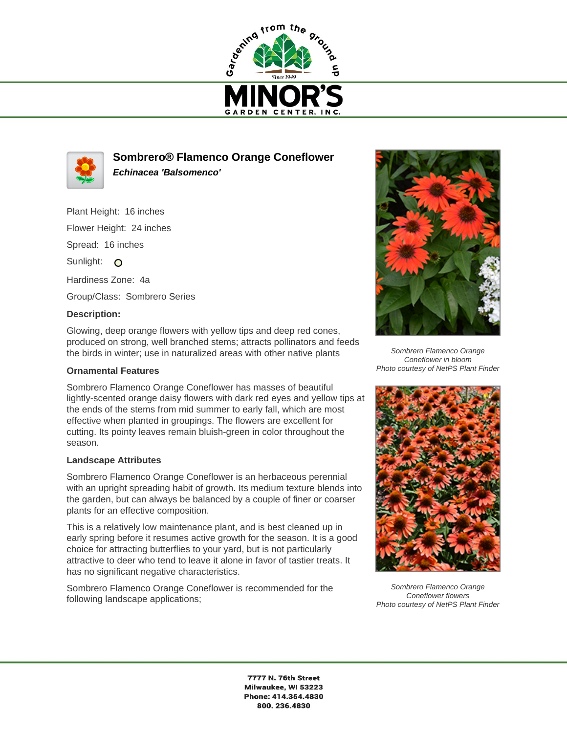# Sombrero® Flamenco Orange Coneflower

***Echinacea 'Balsomenco'***

Plant Height: 16 inches

Flower Height: 24 inches

Spread: 16 inches

Sunlight:

Hardiness Zone: 4a

Group/Class: Sombrero Series

**Description:**

Glowing, deep orange flowers with yellow tips and deep red cones, produced on strong, well branched stems; attracts pollinators and feeds the birds in winter; use in naturalized areas with other native plants

**Ornamental Features**

Sombrero Flamenco Orange Coneflower has masses of beautiful lightly-scented orange daisy flowers with dark red eyes and yellow tips at the ends of the stems from mid summer to early fall, which are most effective when planted in groupings. The flowers are excellent for cutting. Its pointy leaves remain bluish-green in color throughout the season.

**Landscape Attributes**

Sombrero Flamenco Orange Coneflower is an herbaceous perennial with an upright spreading habit of growth. Its medium texture blends into the garden, but can always be balanced by a couple of finer or coarser plants for an effective composition.

This is a relatively low maintenance plant, and is best cleaned up in early spring before it resumes active growth for the season. It is a good choice for attracting butterflies to your yard, but is not particularly attractive to deer who tend to leave it alone in favor of tastier treats. It has no significant negative characteristics.

Sombrero Flamenco Orange Coneflower is recommended for the following landscape applications;

*Sombrero Flamenco Orange Coneflower in bloom*
*Photo courtesy of NetPS Plant Finder*

*Sombrero Flamenco Orange Coneflower flowers*
*Photo courtesy of NetPS Plant Finder*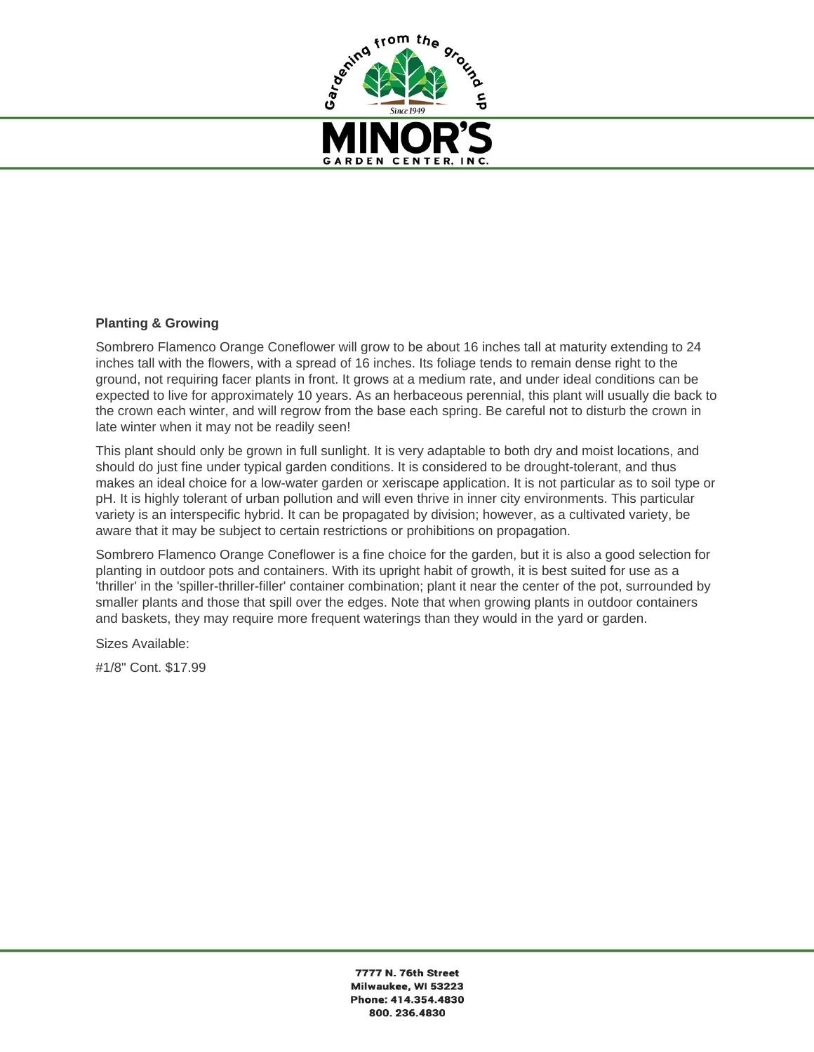**Planting & Growing**

Sombrero Flamenco Orange Coneflower will grow to be about 16 inches tall at maturity extending to 24 inches tall with the flowers, with a spread of 16 inches. Its foliage tends to remain dense right to the ground, not requiring facer plants in front. It grows at a medium rate, and under ideal conditions can be expected to live for approximately 10 years. As an herbaceous perennial, this plant will usually die back to the crown each winter, and will regrow from the base each spring. Be careful not to disturb the crown in late winter when it may not be readily seen!

This plant should only be grown in full sunlight. It is very adaptable to both dry and moist locations, and should do just fine under typical garden conditions. It is considered to be drought-tolerant, and thus makes an ideal choice for a low-water garden or xeriscape application. It is not particular as to soil type or pH. It is highly tolerant of urban pollution and will even thrive in inner city environments. This particular variety is an interspecific hybrid. It can be propagated by division; however, as a cultivated variety, be aware that it may be subject to certain restrictions or prohibitions on propagation.

Sombrero Flamenco Orange Coneflower is a fine choice for the garden, but it is also a good selection for planting in outdoor pots and containers. With its upright habit of growth, it is best suited for use as a 'thriller' in the 'spiller-thriller-filler' container combination; plant it near the center of the pot, surrounded by smaller plants and those that spill over the edges. Note that when growing plants in outdoor containers and baskets, they may require more frequent waterings than they would in the yard or garden.

Sizes Available:

#1/8" Cont. $17.99